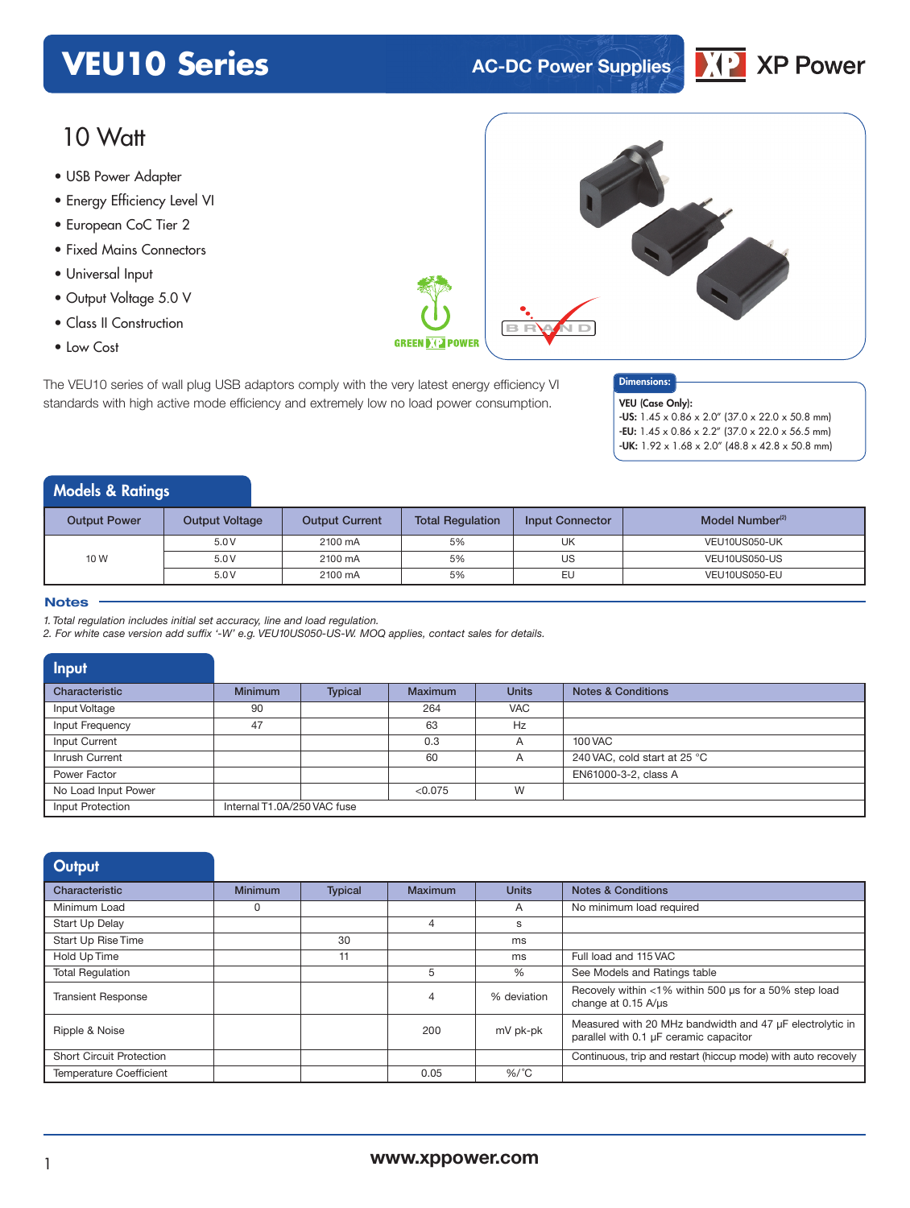# VEU10 Series

AC-DC Power Supplies

XP Power

## 10 Watt

- USB Power Adapter
- Energy Efficiency Level VI
- European CoC Tier 2
- Fixed Mains Connectors
- Universal Input
- Output Voltage 5.0 V
- Class II Construction
- Low Cost

The VEU10 series of wall plug USB adaptors comply with the very latest energy efficiency VI standards with high active mode efficiency and extremely low no load power consumption.

**Dimensions:**

**VEU (Case Only):**
**-US:** 1.45 x 0.86 x 2.0" (37.0 x 22.0 x 50.8 mm)
**-EU:** 1.45 x 0.86 x 2.2" (37.0 x 22.0 x 56.5 mm)
**-UK:** 1.92 x 1.68 x 2.0" (48.8 x 42.8 x 50.8 mm)

## Models & Ratings

| Output Power | Output Voltage | Output Current | Total Regulation | Input Connector | Model Number[2] |
|---|---|---|---|---|---|
| 10 W | 5.0 V | 2100 mA | 5% | UK | VEU10US050-UK |
| | 5.0 V | 2100 mA | 5% | US | VEU10US050-US |
| | 5.0 V | 2100 mA | 5% | EU | VEU10US050-EU |

### Notes

*1. Total regulation includes initial set accuracy, line and load regulation.*
*2. For white case version add suffix '-W' e.g. VEU10US050-US-W. MOQ applies, contact sales for details.*

## Input

| Characteristic | Minimum | Typical | Maximum | Units | Notes & Conditions |
|---|---|---|---|---|---|
| Input Voltage | 90 | | 264 | VAC | |
| Input Frequency | 47 | | 63 | Hz | |
| Input Current | | | 0.3 | A | 100 VAC |
| Inrush Current | | | 60 | A | 240 VAC, cold start at 25 °C |
| Power Factor | | | | | EN61000-3-2, class A |
| No Load Input Power | | | <0.075 | W | |
| Input Protection | Internal T1.0A/250 VAC fuse | | | | |

## Output

| Characteristic | Minimum | Typical | Maximum | Units | Notes & Conditions |
|---|---|---|---|---|---|
| Minimum Load | 0 | | | A | No minimum load required |
| Start Up Delay | | | 4 | s | |
| Start Up Rise Time | | 30 | | ms | |
| Hold Up Time | | 11 | | ms | Full load and 115 VAC |
| Total Regulation | | | 5 | % | See Models and Ratings table |
| Transient Response | | | 4 | % deviation | Recovely within <1% within 500 µs for a 50% step load change at 0.15 A/µs |
| Ripple & Noise | | | 200 | mV pk-pk | Measured with 20 MHz bandwidth and 47 µF electrolytic in parallel with 0.1 µF ceramic capacitor |
| Short Circuit Protection | | | | | Continuous, trip and restart (hiccup mode) with auto recovely |
| Temperature Coefficient | | | 0.05 | %/°C | |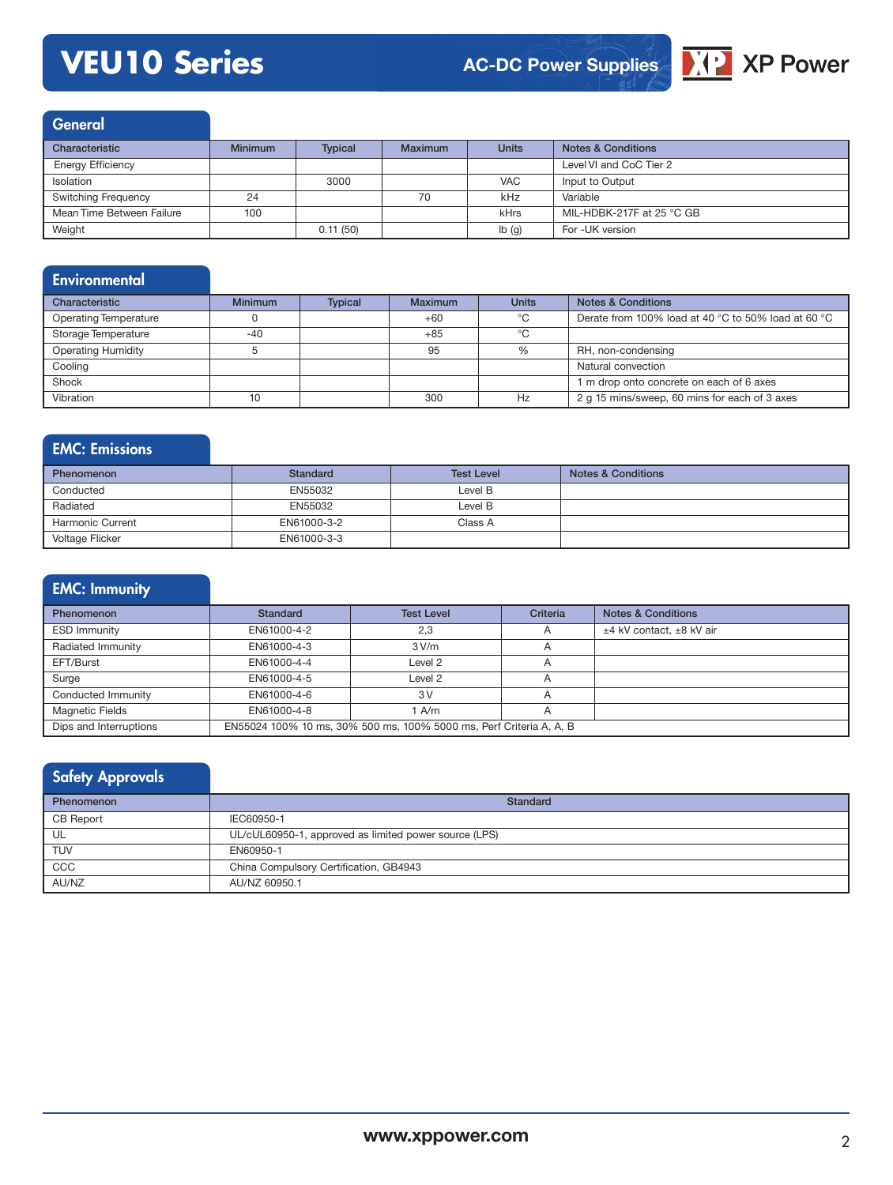## General

| Characteristic | Minimum | Typical | Maximum | Units | Notes & Conditions |
|---|---|---|---|---|---|
| Energy Efficiency | | | | | Level VI and CoC Tier 2 |
| Isolation | | 3000 | | VAC | Input to Output |
| Switching Frequency | 24 | | 70 | kHz | Variable |
| Mean Time Between Failure | 100 | | | kHrs | MIL-HDBK-217F at 25 °C GB |
| Weight | | 0.11 (50) | | lb (g) | For -UK version |

## Environmental

| Characteristic | Minimum | Typical | Maximum | Units | Notes & Conditions |
|---|---|---|---|---|---|
| Operating Temperature | 0 | | +60 | °C | Derate from 100% load at 40 °C to 50% load at 60 °C |
| Storage Temperature | -40 | | +85 | °C | |
| Operating Humidity | 5 | | 95 | % | RH, non-condensing |
| Cooling | | | | | Natural convection |
| Shock | | | | | 1 m drop onto concrete on each of 6 axes |
| Vibration | 10 | | 300 | Hz | 2 g 15 mins/sweep, 60 mins for each of 3 axes |

## EMC: Emissions

| Phenomenon | Standard | Test Level | Notes & Conditions |
|---|---|---|---|
| Conducted | EN55032 | Level B | |
| Radiated | EN55032 | Level B | |
| Harmonic Current | EN61000-3-2 | Class A | |
| Voltage Flicker | EN61000-3-3 | | |

## EMC: Immunity

| Phenomenon | Standard | Test Level | Criteria | Notes & Conditions |
|---|---|---|---|---|
| ESD Immunity | EN61000-4-2 | 2,3 | A | ±4 kV contact, ±8 kV air |
| Radiated Immunity | EN61000-4-3 | 3 V/m | A | |
| EFT/Burst | EN61000-4-4 | Level 2 | A | |
| Surge | EN61000-4-5 | Level 2 | A | |
| Conducted Immunity | EN61000-4-6 | 3 V | A | |
| Magnetic Fields | EN61000-4-8 | 1 A/m | A | |
| Dips and Interruptions | EN55024 100% 10 ms, 30% 500 ms, 100% 5000 ms, Perf Criteria A, A, B | | | |

## Safety Approvals

| Phenomenon | Standard |
|---|---|
| CB Report | IEC60950-1 |
| UL | UL/cUL60950-1, approved as limited power source (LPS) |
| TUV | EN60950-1 |
| CCC | China Compulsory Certification, GB4943 |
| AU/NZ | AU/NZ 60950.1 |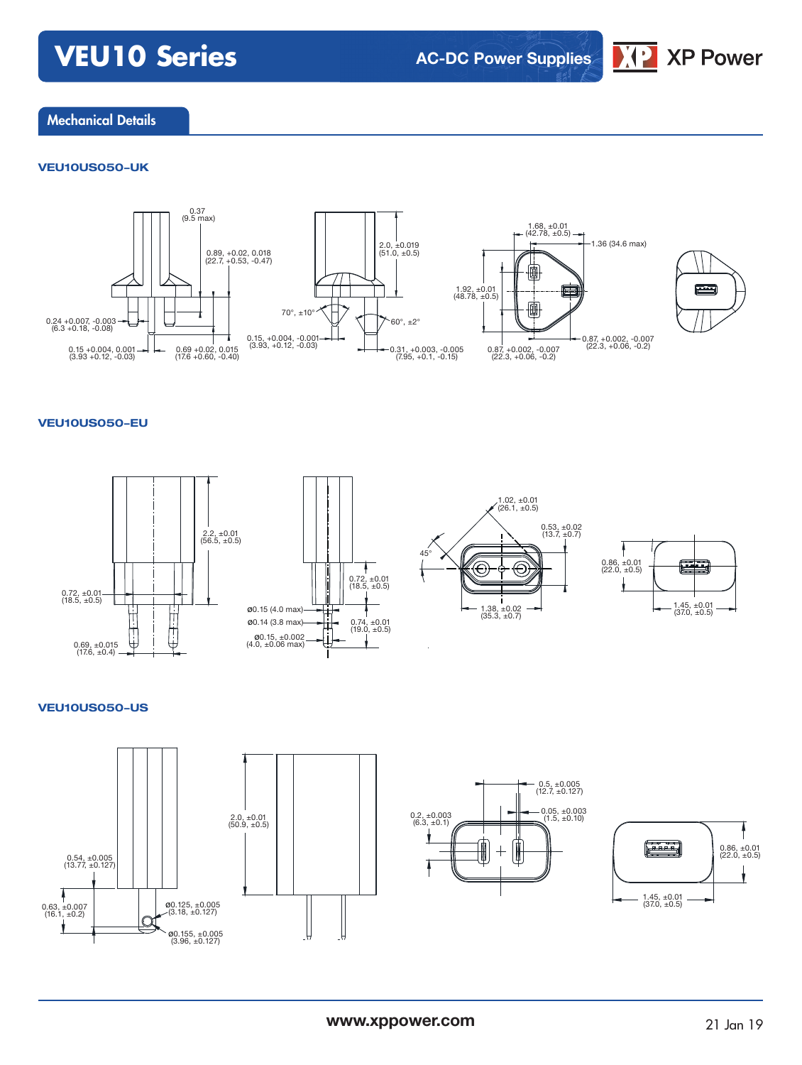## Mechanical Details

### VEU10US050-UK

0.37
(9.5 max)

0.89, +0.02, 0.018
(22.7, +0.53, -0.47)

0.24 +0.007, -0.003
(6.3 +0.18, -0.08)

0.15 +0.004, 0.001
(3.93 +0.12, -0.03)

0.69 +0.02, 0.015
(17.6 +0.60, -0.40)

2.0, ±0.019
(51.0, ±0.5)

70°, ±10°

60°, ±2°

0.15, +0.004, -0.001
(3.93, +0.12, -0.03)

0.31, +0.003, -0.005
(7.95, +0.1, -0.15)

1.68, ±0.01
(42.78, ±0.5)

1.36 (34.6 max)

1.92, ±0.01
(48.78, ±0.5)

0.87, +0.002, -0.007
(22.3, +0.06, -0.2)

0.87, +0.002, -0.007
(22.3, +0.06, -0.2)

### VEU10US050-EU

2.2, ±0.01
(56.5, ±0.5)

0.72, ±0.01
(18.5, ±0.5)

0.69, ±0.015
(17.6, ±0.4)

0.72, ±0.01
(18.5, ±0.5)

ø0.15 (4.0 max)

ø0.14 (3.8 max)

0.74, ±0.01
(19.0, ±0.5)

ø0.15, ±0.002
(4.0, ±0.06 max)

1.02, ±0.01
(26.1, ±0.5)

45°

0.53, ±0.02
(13.7, ±0.7)

1.38, ±0.02
(35.3, ±0.7)

0.86, ±0.01
(22.0, ±0.5)

1.45, ±0.01
(37.0, ±0.5)

### VEU10US050-US

0.54, ±0.005
(13.77, ±0.127)

0.63, ±0.007
(16.1, ±0.2)

ø0.125, ±0.005
(3.18, ±0.127)

ø0.155, ±0.005
(3.96, ±0.127)

2.0, ±0.01
(50.9, ±0.5)

0.5, ±0.005
(12.7, ±0.127)

0.05, ±0.003
(1.5, ±0.10)

0.2, ±0.003
(6.3, ±0.1)

0.86, ±0.01
(22.0, ±0.5)

1.45, ±0.01
(37.0, ±0.5)